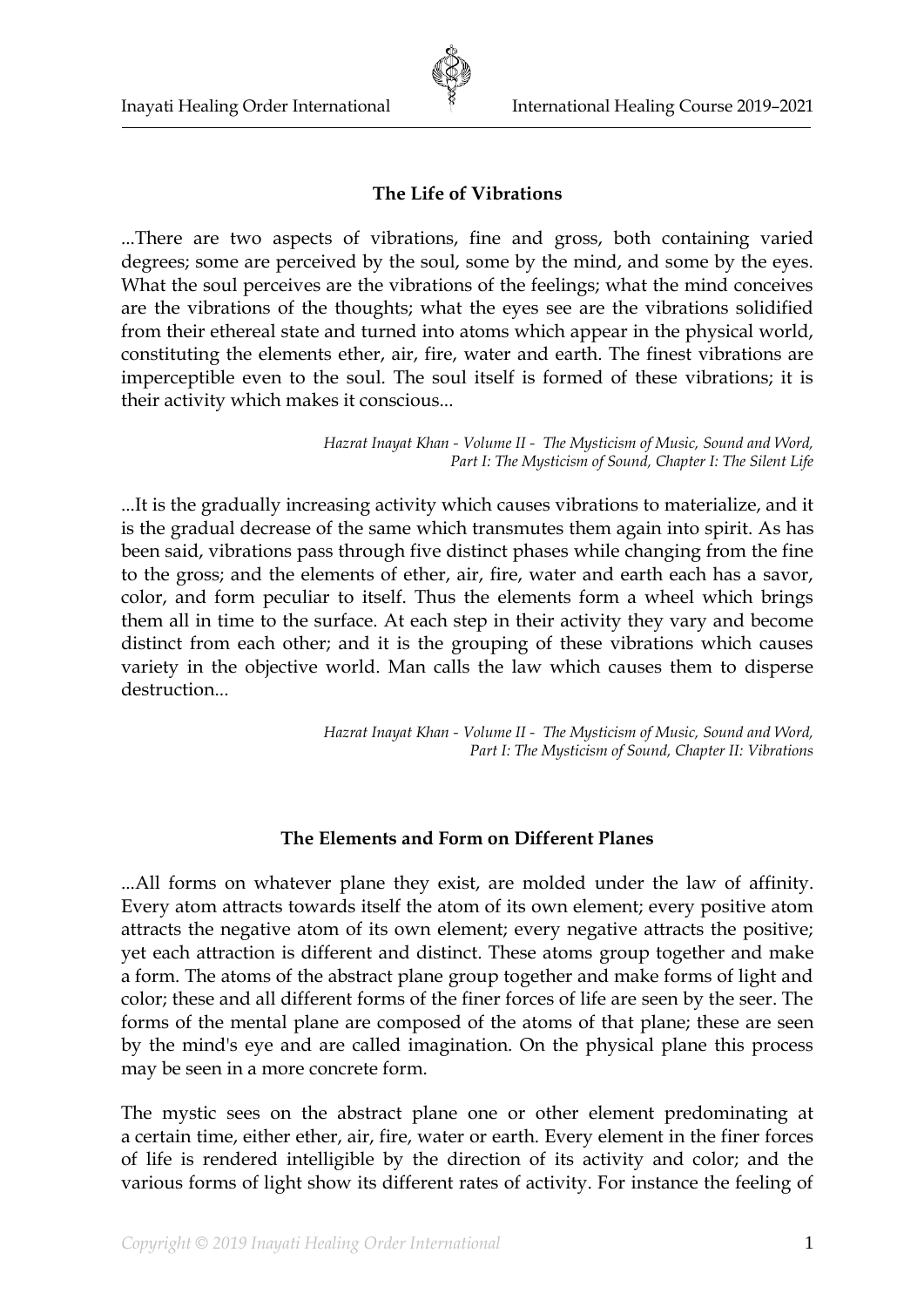## The Life of Vibrations

...There are two aspects of vibrations, fine and gross, both containing varied degrees; some are perceived by the soul, some by the mind, and some by the eyes. What the soul perceives are the vibrations of the feelings; what the mind conceives are the vibrations of the thoughts; what the eyes see are the vibrations solidified from their ethereal state and turned into atoms which appear in the physical world, constituting the elements ether, air, fire, water and earth. The finest vibrations are imperceptible even to the soul. The soul itself is formed of these vibrations; it is their activity which makes it conscious...

*Hazrat Inayat Khan - Volume II - The Mysticism of Music, Sound and Word, Part I: The Mysticism of Sound, Chapter I: The Silent Life*

...It is the gradually increasing activity which causes vibrations to materialize, and it is the gradual decrease of the same which transmutes them again into spirit. As has been said, vibrations pass through five distinct phases while changing from the fine to the gross; and the elements of ether, air, fire, water and earth each has a savor, color, and form peculiar to itself. Thus the elements form a wheel which brings them all in time to the surface. At each step in their activity they vary and become distinct from each other; and it is the grouping of these vibrations which causes variety in the objective world. Man calls the law which causes them to disperse destruction...

*Hazrat Inayat Khan - Volume II - The Mysticism of Music, Sound and Word, Part I: The Mysticism of Sound, Chapter II: Vibrations*

## The Elements and Form on Different Planes

...All forms on whatever plane they exist, are molded under the law of affinity. Every atom attracts towards itself the atom of its own element; every positive atom attracts the negative atom of its own element; every negative attracts the positive; yet each attraction is different and distinct. These atoms group together and make a form. The atoms of the abstract plane group together and make forms of light and color; these and all different forms of the finer forces of life are seen by the seer. The forms of the mental plane are composed of the atoms of that plane; these are seen by the mind's eye and are called imagination. On the physical plane this process may be seen in a more concrete form.

The mystic sees on the abstract plane one or other element predominating at a certain time, either ether, air, fire, water or earth. Every element in the finer forces of life is rendered intelligible by the direction of its activity and color; and the various forms of light show its different rates of activity. For instance the feeling of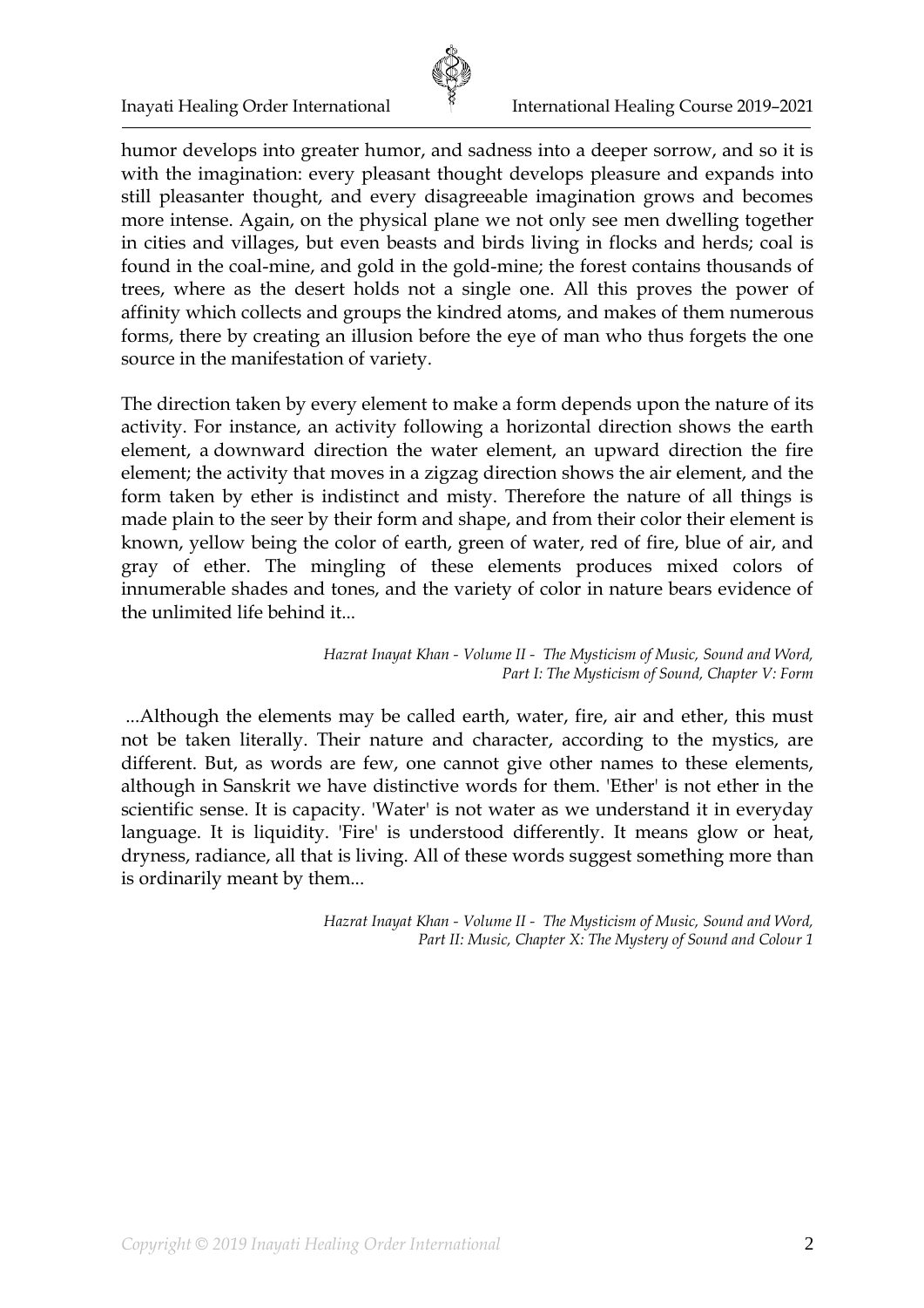humor develops into greater humor, and sadness into a deeper sorrow, and so it is with the imagination: every pleasant thought develops pleasure and expands into still pleasanter thought, and every disagreeable imagination grows and becomes more intense. Again, on the physical plane we not only see men dwelling together in cities and villages, but even beasts and birds living in flocks and herds; coal is found in the coal-mine, and gold in the gold-mine; the forest contains thousands of trees, where as the desert holds not a single one. All this proves the power of affinity which collects and groups the kindred atoms, and makes of them numerous forms, there by creating an illusion before the eye of man who thus forgets the one source in the manifestation of variety.

The direction taken by every element to make a form depends upon the nature of its activity. For instance, an activity following a horizontal direction shows the earth element, a downward direction the water element, an upward direction the fire element; the activity that moves in a zigzag direction shows the air element, and the form taken by ether is indistinct and misty. Therefore the nature of all things is made plain to the seer by their form and shape, and from their color their element is known, yellow being the color of earth, green of water, red of fire, blue of air, and gray of ether. The mingling of these elements produces mixed colors of innumerable shades and tones, and the variety of color in nature bears evidence of the unlimited life behind it...

*Hazrat Inayat Khan - Volume II - The Mysticism of Music, Sound and Word, Part I: The Mysticism of Sound, Chapter V: Form*

...Although the elements may be called earth, water, fire, air and ether, this must not be taken literally. Their nature and character, according to the mystics, are different. But, as words are few, one cannot give other names to these elements, although in Sanskrit we have distinctive words for them. 'Ether' is not ether in the scientific sense. It is capacity. 'Water' is not water as we understand it in everyday language. It is liquidity. 'Fire' is understood differently. It means glow or heat, dryness, radiance, all that is living. All of these words suggest something more than is ordinarily meant by them...

*Hazrat Inayat Khan - Volume II - The Mysticism of Music, Sound and Word, Part II: Music, Chapter X: The Mystery of Sound and Colour 1*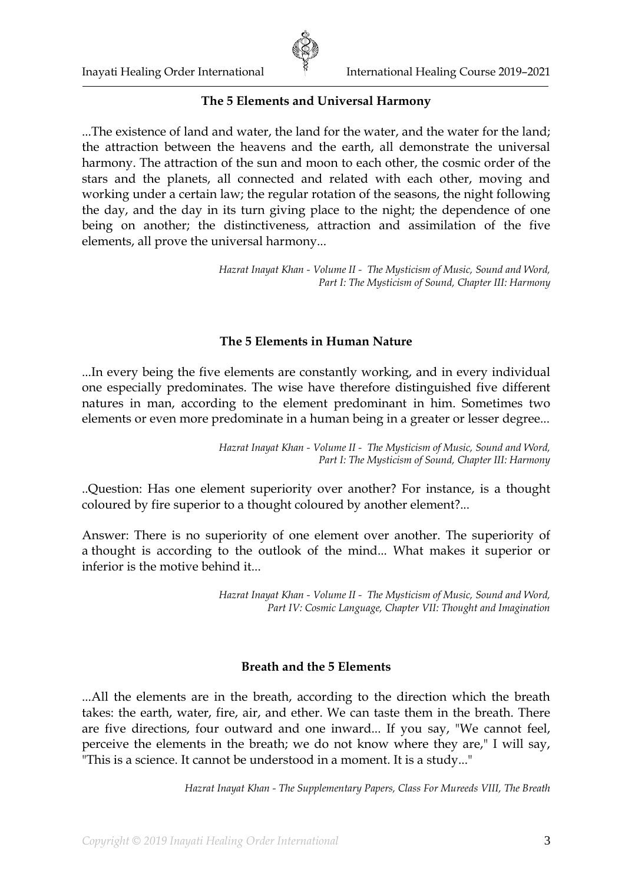## The 5 Elements and Universal Harmony

...The existence of land and water, the land for the water, and the water for the land; the attraction between the heavens and the earth, all demonstrate the universal harmony. The attraction of the sun and moon to each other, the cosmic order of the stars and the planets, all connected and related with each other, moving and working under a certain law; the regular rotation of the seasons, the night following the day, and the day in its turn giving place to the night; the dependence of one being on another; the distinctiveness, attraction and assimilation of the five elements, all prove the universal harmony...

*Hazrat Inayat Khan - Volume II - The Mysticism of Music, Sound and Word, Part I: The Mysticism of Sound, Chapter III: Harmony*

## The 5 Elements in Human Nature

...In every being the five elements are constantly working, and in every individual one especially predominates. The wise have therefore distinguished five different natures in man, according to the element predominant in him. Sometimes two elements or even more predominate in a human being in a greater or lesser degree...

*Hazrat Inayat Khan - Volume II - The Mysticism of Music, Sound and Word, Part I: The Mysticism of Sound, Chapter III: Harmony*

..Question: Has one element superiority over another? For instance, is a thought coloured by fire superior to a thought coloured by another element?...

Answer: There is no superiority of one element over another. The superiority of a thought is according to the outlook of the mind... What makes it superior or inferior is the motive behind it...

*Hazrat Inayat Khan - Volume II - The Mysticism of Music, Sound and Word, Part IV: Cosmic Language, Chapter VII: Thought and Imagination*

## Breath and the 5 Elements

...All the elements are in the breath, according to the direction which the breath takes: the earth, water, fire, air, and ether. We can taste them in the breath. There are five directions, four outward and one inward... If you say, "We cannot feel, perceive the elements in the breath; we do not know where they are," I will say, "This is a science. It cannot be understood in a moment. It is a study..."

*Hazrat Inayat Khan - The Supplementary Papers, Class For Mureeds VIII, The Breath*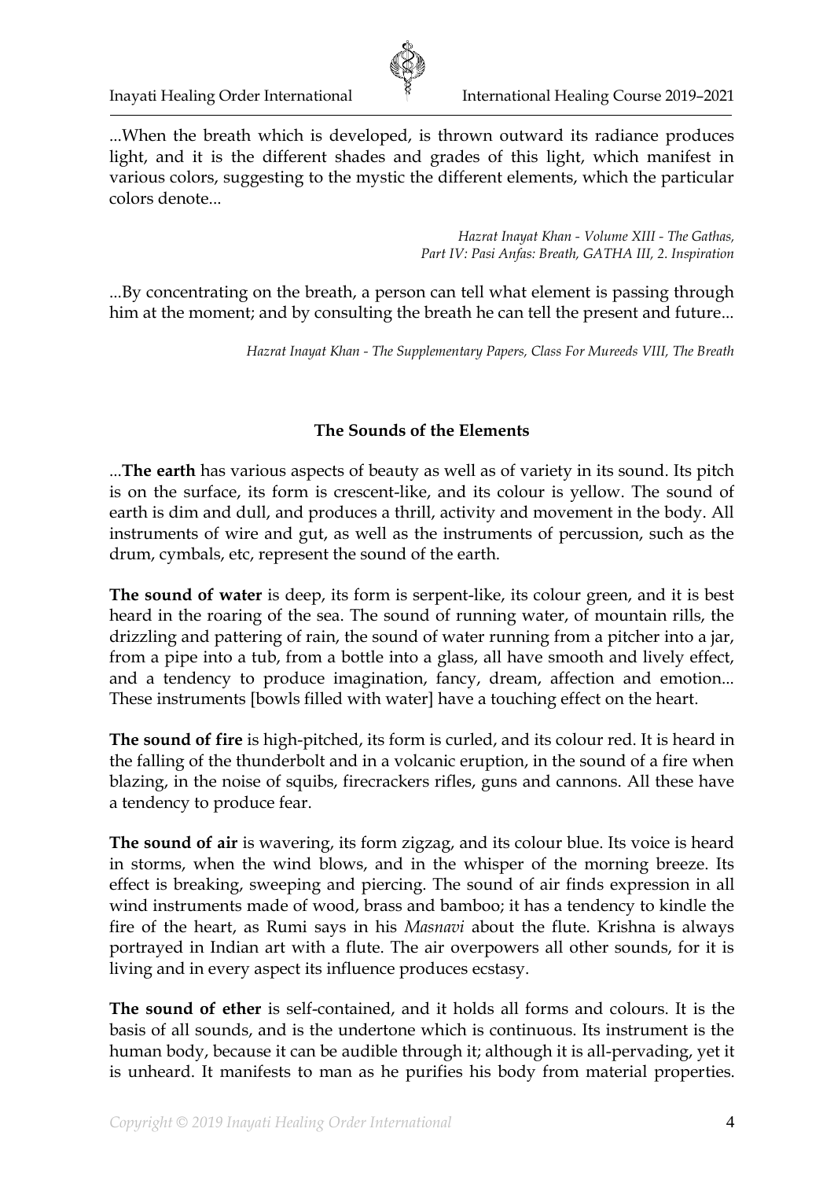...When the breath which is developed, is thrown outward its radiance produces light, and it is the different shades and grades of this light, which manifest in various colors, suggesting to the mystic the different elements, which the particular colors denote...

*Hazrat Inayat Khan - Volume XIII - The Gathas, Part IV: Pasi Anfas: Breath, GATHA III, 2. Inspiration*

...By concentrating on the breath, a person can tell what element is passing through him at the moment; and by consulting the breath he can tell the present and future...

*Hazrat Inayat Khan - The Supplementary Papers, Class For Mureeds VIII, The Breath*

## The Sounds of the Elements

...**The earth** has various aspects of beauty as well as of variety in its sound. Its pitch is on the surface, its form is crescent-like, and its colour is yellow. The sound of earth is dim and dull, and produces a thrill, activity and movement in the body. All instruments of wire and gut, as well as the instruments of percussion, such as the drum, cymbals, etc, represent the sound of the earth.

**The sound of water** is deep, its form is serpent-like, its colour green, and it is best heard in the roaring of the sea. The sound of running water, of mountain rills, the drizzling and pattering of rain, the sound of water running from a pitcher into a jar, from a pipe into a tub, from a bottle into a glass, all have smooth and lively effect, and a tendency to produce imagination, fancy, dream, affection and emotion... These instruments [bowls filled with water] have a touching effect on the heart.

**The sound of fire** is high-pitched, its form is curled, and its colour red. It is heard in the falling of the thunderbolt and in a volcanic eruption, in the sound of a fire when blazing, in the noise of squibs, firecrackers rifles, guns and cannons. All these have a tendency to produce fear.

**The sound of air** is wavering, its form zigzag, and its colour blue. Its voice is heard in storms, when the wind blows, and in the whisper of the morning breeze. Its effect is breaking, sweeping and piercing. The sound of air finds expression in all wind instruments made of wood, brass and bamboo; it has a tendency to kindle the fire of the heart, as Rumi says in his *Masnavi* about the flute. Krishna is always portrayed in Indian art with a flute. The air overpowers all other sounds, for it is living and in every aspect its influence produces ecstasy.

**The sound of ether** is self-contained, and it holds all forms and colours. It is the basis of all sounds, and is the undertone which is continuous. Its instrument is the human body, because it can be audible through it; although it is all-pervading, yet it is unheard. It manifests to man as he purifies his body from material properties.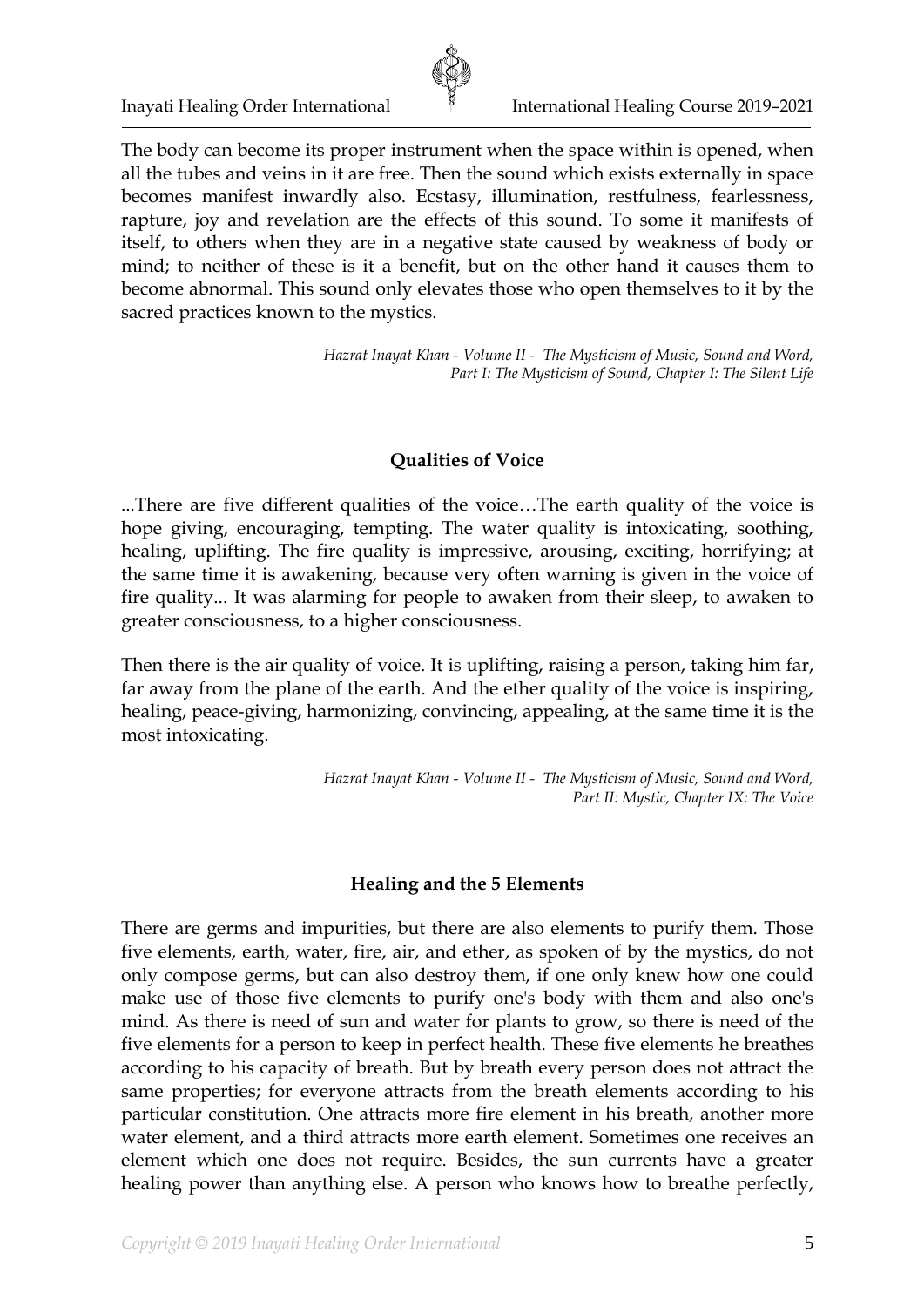The body can become its proper instrument when the space within is opened, when all the tubes and veins in it are free. Then the sound which exists externally in space becomes manifest inwardly also. Ecstasy, illumination, restfulness, fearlessness, rapture, joy and revelation are the effects of this sound. To some it manifests of itself, to others when they are in a negative state caused by weakness of body or mind; to neither of these is it a benefit, but on the other hand it causes them to become abnormal. This sound only elevates those who open themselves to it by the sacred practices known to the mystics.

*Hazrat Inayat Khan - Volume II - The Mysticism of Music, Sound and Word, Part I: The Mysticism of Sound, Chapter I: The Silent Life*

### Qualities of Voice

...There are five different qualities of the voice…The earth quality of the voice is hope giving, encouraging, tempting. The water quality is intoxicating, soothing, healing, uplifting. The fire quality is impressive, arousing, exciting, horrifying; at the same time it is awakening, because very often warning is given in the voice of fire quality... It was alarming for people to awaken from their sleep, to awaken to greater consciousness, to a higher consciousness.

Then there is the air quality of voice. It is uplifting, raising a person, taking him far, far away from the plane of the earth. And the ether quality of the voice is inspiring, healing, peace-giving, harmonizing, convincing, appealing, at the same time it is the most intoxicating.

*Hazrat Inayat Khan - Volume II - The Mysticism of Music, Sound and Word, Part II: Mystic, Chapter IX: The Voice*

### Healing and the 5 Elements

There are germs and impurities, but there are also elements to purify them. Those five elements, earth, water, fire, air, and ether, as spoken of by the mystics, do not only compose germs, but can also destroy them, if one only knew how one could make use of those five elements to purify one's body with them and also one's mind. As there is need of sun and water for plants to grow, so there is need of the five elements for a person to keep in perfect health. These five elements he breathes according to his capacity of breath. But by breath every person does not attract the same properties; for everyone attracts from the breath elements according to his particular constitution. One attracts more fire element in his breath, another more water element, and a third attracts more earth element. Sometimes one receives an element which one does not require. Besides, the sun currents have a greater healing power than anything else. A person who knows how to breathe perfectly,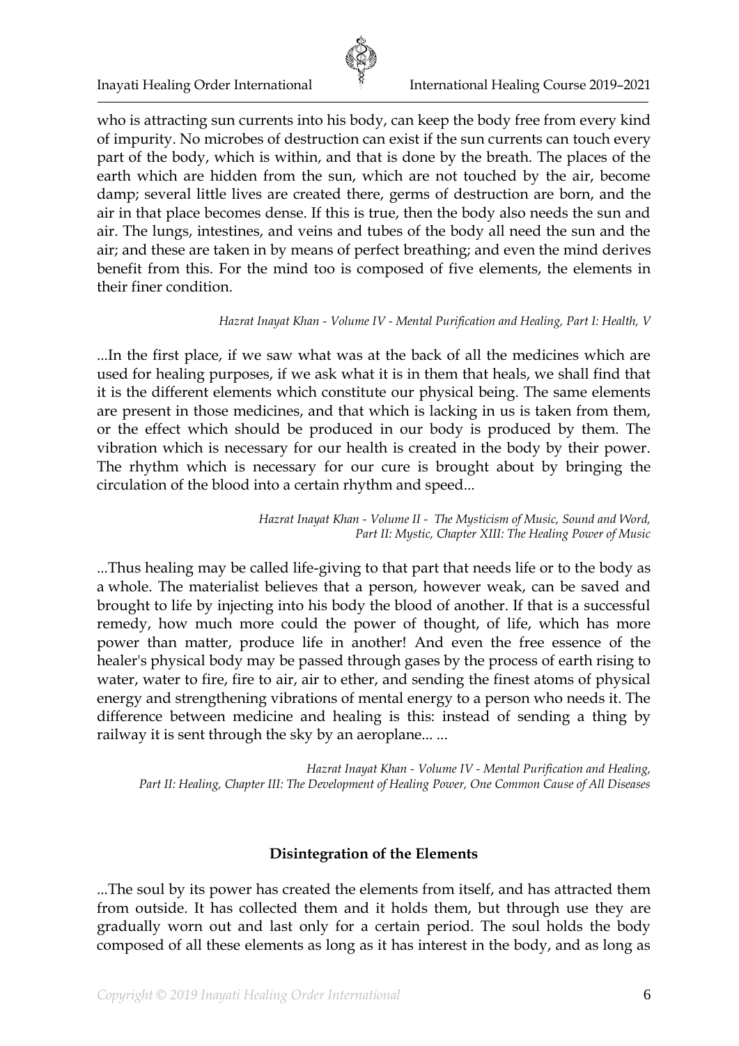who is attracting sun currents into his body, can keep the body free from every kind of impurity. No microbes of destruction can exist if the sun currents can touch every part of the body, which is within, and that is done by the breath. The places of the earth which are hidden from the sun, which are not touched by the air, become damp; several little lives are created there, germs of destruction are born, and the air in that place becomes dense. If this is true, then the body also needs the sun and air. The lungs, intestines, and veins and tubes of the body all need the sun and the air; and these are taken in by means of perfect breathing; and even the mind derives benefit from this. For the mind too is composed of five elements, the elements in their finer condition.

*Hazrat Inayat Khan - Volume IV - Mental Purification and Healing, Part I: Health, V*

...In the first place, if we saw what was at the back of all the medicines which are used for healing purposes, if we ask what it is in them that heals, we shall find that it is the different elements which constitute our physical being. The same elements are present in those medicines, and that which is lacking in us is taken from them, or the effect which should be produced in our body is produced by them. The vibration which is necessary for our health is created in the body by their power. The rhythm which is necessary for our cure is brought about by bringing the circulation of the blood into a certain rhythm and speed...

*Hazrat Inayat Khan - Volume II - The Mysticism of Music, Sound and Word, Part II: Mystic, Chapter XIII: The Healing Power of Music*

...Thus healing may be called life-giving to that part that needs life or to the body as a whole. The materialist believes that a person, however weak, can be saved and brought to life by injecting into his body the blood of another. If that is a successful remedy, how much more could the power of thought, of life, which has more power than matter, produce life in another! And even the free essence of the healer's physical body may be passed through gases by the process of earth rising to water, water to fire, fire to air, air to ether, and sending the finest atoms of physical energy and strengthening vibrations of mental energy to a person who needs it. The difference between medicine and healing is this: instead of sending a thing by railway it is sent through the sky by an aeroplane... ...

*Hazrat Inayat Khan - Volume IV - Mental Purification and Healing, Part II: Healing, Chapter III: The Development of Healing Power, One Common Cause of All Diseases*

### Disintegration of the Elements

...The soul by its power has created the elements from itself, and has attracted them from outside. It has collected them and it holds them, but through use they are gradually worn out and last only for a certain period. The soul holds the body composed of all these elements as long as it has interest in the body, and as long as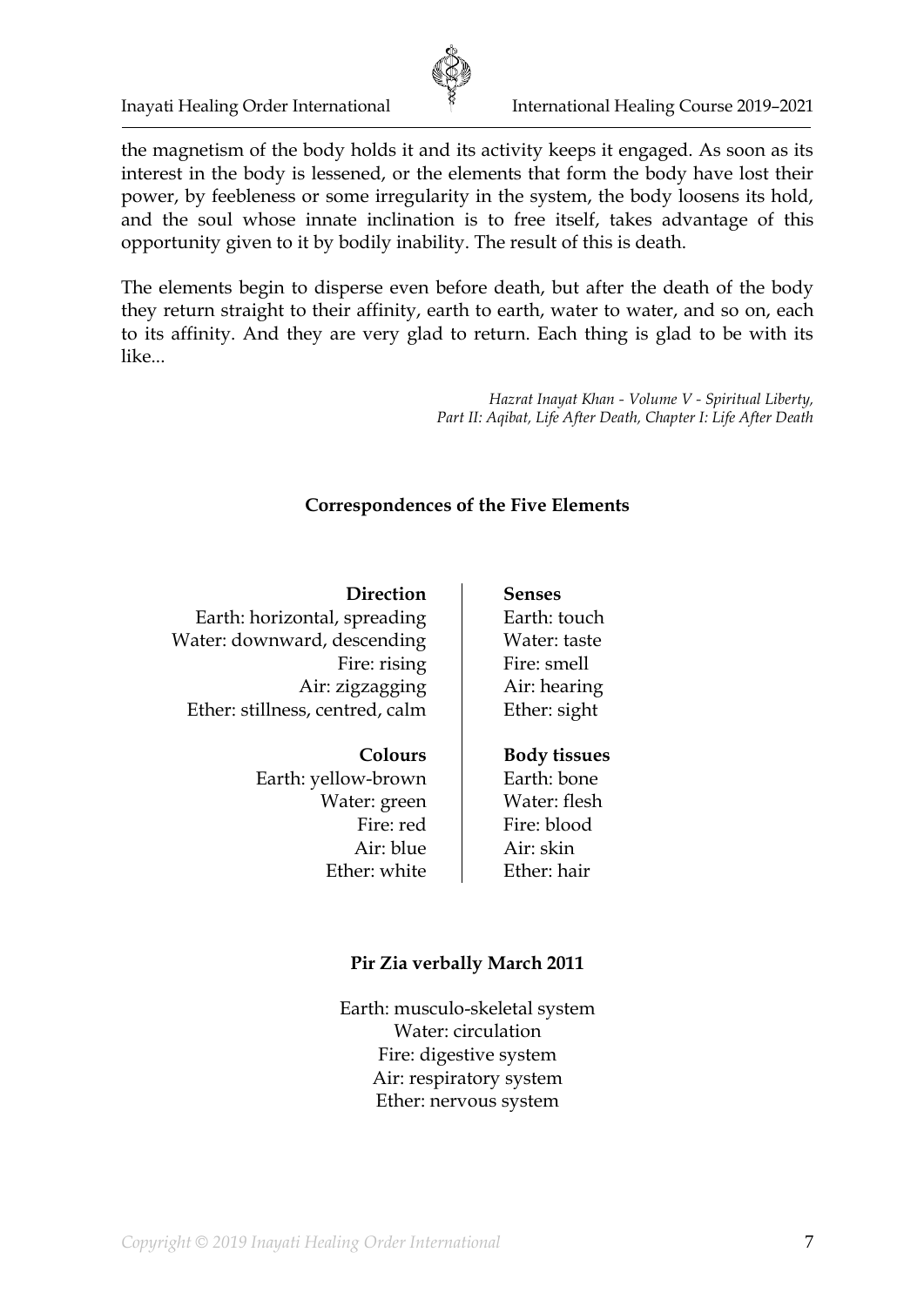the magnetism of the body holds it and its activity keeps it engaged. As soon as its interest in the body is lessened, or the elements that form the body have lost their power, by feebleness or some irregularity in the system, the body loosens its hold, and the soul whose innate inclination is to free itself, takes advantage of this opportunity given to it by bodily inability. The result of this is death.

The elements begin to disperse even before death, but after the death of the body they return straight to their affinity, earth to earth, water to water, and so on, each to its affinity. And they are very glad to return. Each thing is glad to be with its like...

*Hazrat Inayat Khan - Volume V - Spiritual Liberty,*
*Part II: Aqibat, Life After Death, Chapter I: Life After Death*

**Correspondences of the Five Elements**

| **Direction** | **Senses** |
|---|---|
| Earth: horizontal, spreading | Earth: touch |
| Water: downward, descending | Water: taste |
| Fire: rising | Fire: smell |
| Air: zigzagging | Air: hearing |
| Ether: stillness, centred, calm | Ether: sight |
| **Colours** | **Body tissues** |
| Earth: yellow-brown | Earth: bone |
| Water: green | Water: flesh |
| Fire: red | Fire: blood |
| Air: blue | Air: skin |
| Ether: white | Ether: hair |

**Pir Zia verbally March 2011**

Earth: musculo-skeletal system
Water: circulation
Fire: digestive system
Air: respiratory system
Ether: nervous system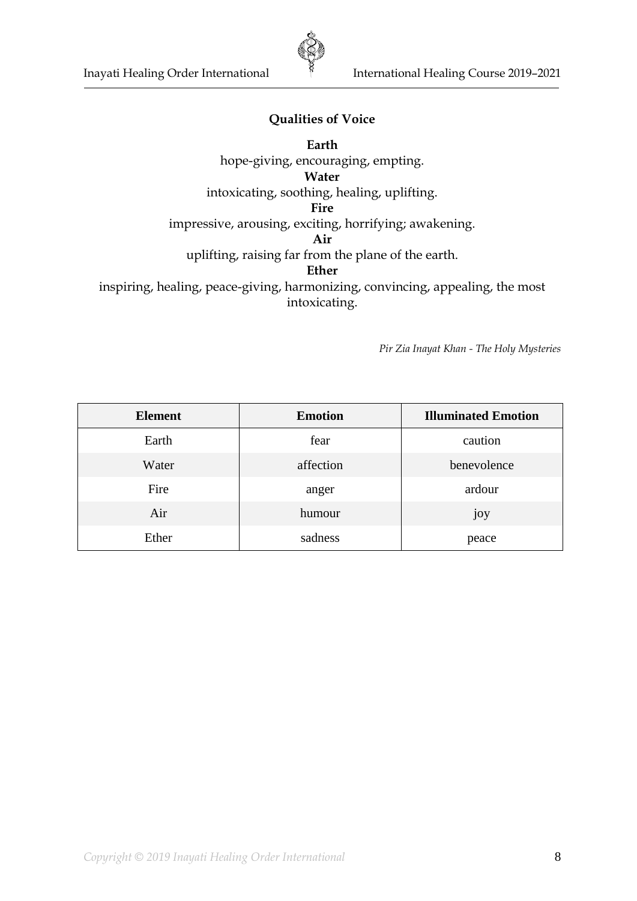## Qualities of Voice

**Earth**
hope-giving, encouraging, empting.
**Water**
intoxicating, soothing, healing, uplifting.
**Fire**
impressive, arousing, exciting, horrifying; awakening.
**Air**
uplifting, raising far from the plane of the earth.
**Ether**
inspiring, healing, peace-giving, harmonizing, convincing, appealing, the most intoxicating.

*Pir Zia Inayat Khan - The Holy Mysteries*

| Element | Emotion | Illuminated Emotion |
|---|---|---|
| Earth | fear | caution |
| Water | affection | benevolence |
| Fire | anger | ardour |
| Air | humour | joy |
| Ether | sadness | peace |